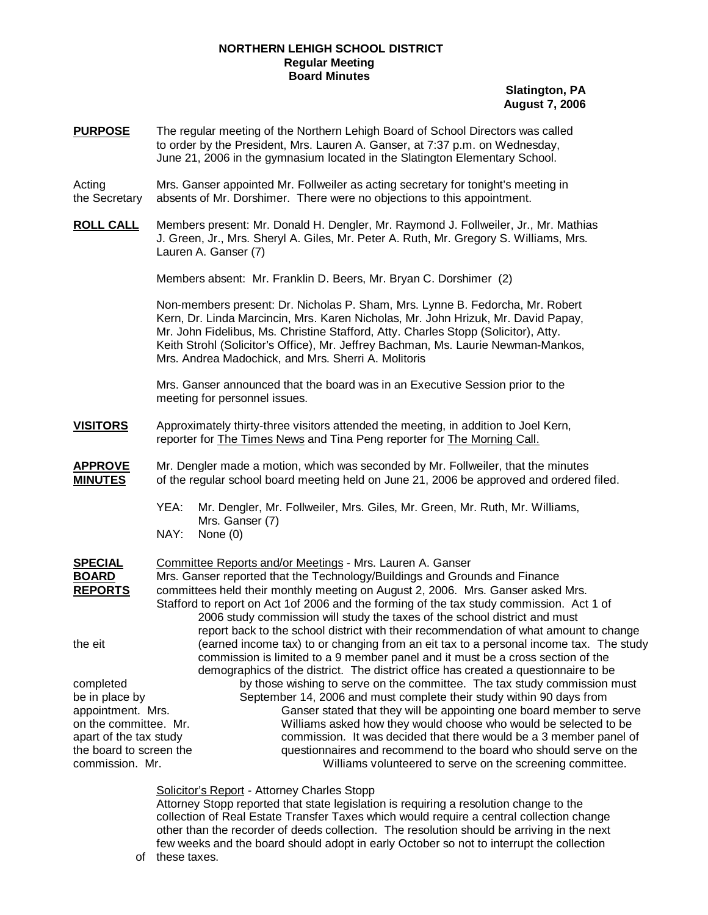**NORTHERN LEHIGH SCHOOL DISTRICT**
**Regular Meeting**
**Board Minutes**

**Slatington, PA**
**August 7, 2006**

**PURPOSE** The regular meeting of the Northern Lehigh Board of School Directors was called to order by the President, Mrs. Lauren A. Ganser, at 7:37 p.m. on Wednesday, June 21, 2006 in the gymnasium located in the Slatington Elementary School.

Acting the Secretary Mrs. Ganser appointed Mr. Follweiler as acting secretary for tonight's meeting in absents of Mr. Dorshimer. There were no objections to this appointment.

**ROLL CALL** Members present: Mr. Donald H. Dengler, Mr. Raymond J. Follweiler, Jr., Mr. Mathias J. Green, Jr., Mrs. Sheryl A. Giles, Mr. Peter A. Ruth, Mr. Gregory S. Williams, Mrs. Lauren A. Ganser (7)

Members absent: Mr. Franklin D. Beers, Mr. Bryan C. Dorshimer (2)

Non-members present: Dr. Nicholas P. Sham, Mrs. Lynne B. Fedorcha, Mr. Robert Kern, Dr. Linda Marcincin, Mrs. Karen Nicholas, Mr. John Hrizuk, Mr. David Papay, Mr. John Fidelibus, Ms. Christine Stafford, Atty. Charles Stopp (Solicitor), Atty. Keith Strohl (Solicitor's Office), Mr. Jeffrey Bachman, Ms. Laurie Newman-Mankos, Mrs. Andrea Madochick, and Mrs. Sherri A. Molitoris

Mrs. Ganser announced that the board was in an Executive Session prior to the meeting for personnel issues.

**VISITORS** Approximately thirty-three visitors attended the meeting, in addition to Joel Kern, reporter for The Times News and Tina Peng reporter for The Morning Call.

**APPROVE MINUTES** Mr. Dengler made a motion, which was seconded by Mr. Follweiler, that the minutes of the regular school board meeting held on June 21, 2006 be approved and ordered filed.

YEA: Mr. Dengler, Mr. Follweiler, Mrs. Giles, Mr. Green, Mr. Ruth, Mr. Williams, Mrs. Ganser (7)
NAY: None (0)

**SPECIAL BOARD REPORTS** Committee Reports and/or Meetings - Mrs. Lauren A. Ganser
Mrs. Ganser reported that the Technology/Buildings and Grounds and Finance committees held their monthly meeting on August 2, 2006. Mrs. Ganser asked Mrs. Stafford to report on Act 1of 2006 and the forming of the tax study commission. Act 1 of 2006 study commission will study the taxes of the school district and must report back to the school district with their recommendation of what amount to change the eit (earned income tax) to or changing from an eit tax to a personal income tax. The study commission is limited to a 9 member panel and it must be a cross section of the demographics of the district. The district office has created a questionnaire to be completed by those wishing to serve on the committee. The tax study commission must be in place by September 14, 2006 and must complete their study within 90 days from appointment. Mrs. Ganser stated that they will be appointing one board member to serve on the committee. Mr. Williams asked how they would choose who would be selected to be apart of the tax study commission. It was decided that there would be a 3 member panel of the board to screen the questionnaires and recommend to the board who should serve on the commission. Mr. Williams volunteered to serve on the screening committee.

Solicitor's Report - Attorney Charles Stopp
Attorney Stopp reported that state legislation is requiring a resolution change to the collection of Real Estate Transfer Taxes which would require a central collection change other than the recorder of deeds collection. The resolution should be arriving in the next few weeks and the board should adopt in early October so not to interrupt the collection of these taxes.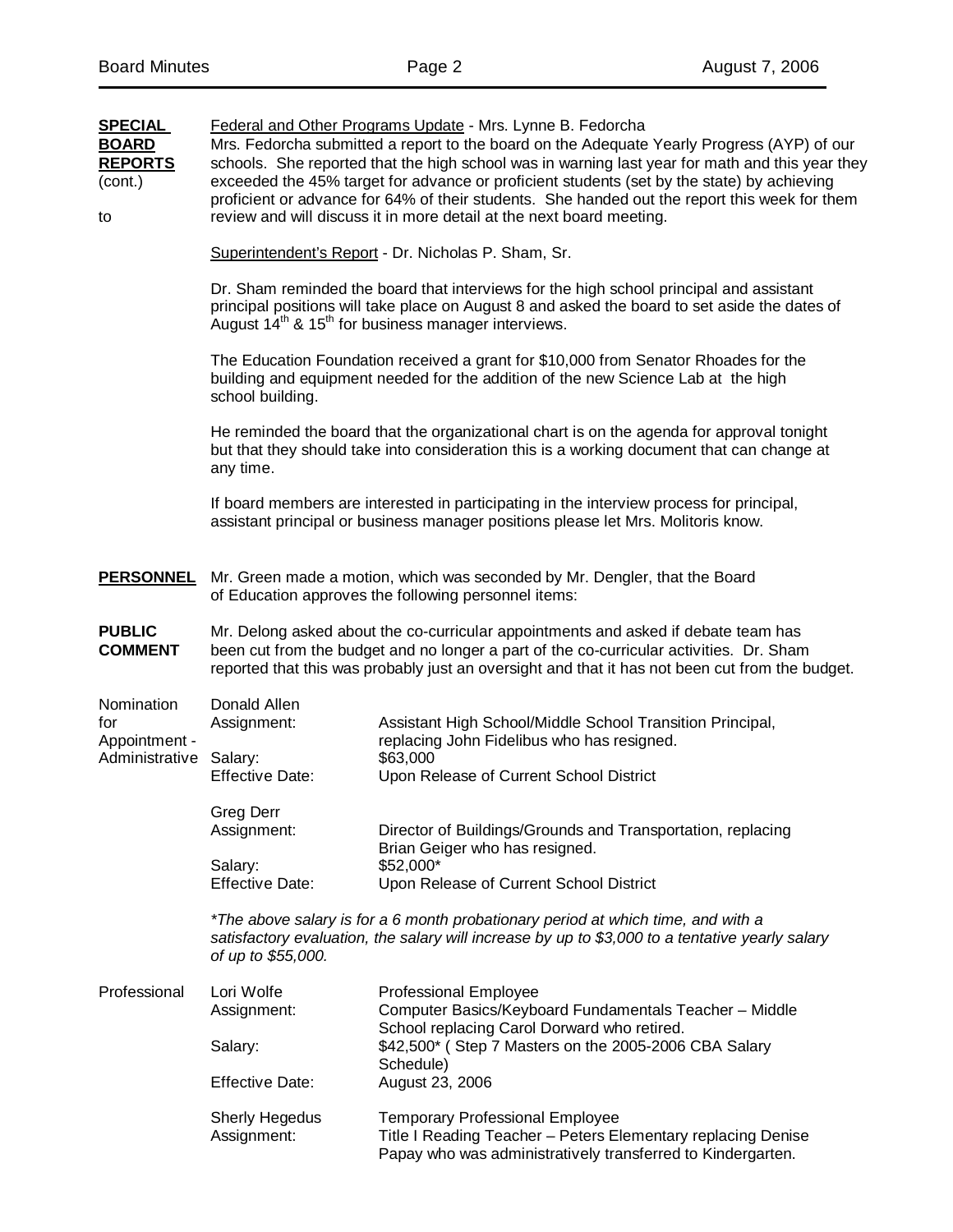**SPECIAL BOARD REPORTS** (cont.)

to

Federal and Other Programs Update - Mrs. Lynne B. Fedorcha
Mrs. Fedorcha submitted a report to the board on the Adequate Yearly Progress (AYP) of our schools. She reported that the high school was in warning last year for math and this year they exceeded the 45% target for advance or proficient students (set by the state) by achieving proficient or advance for 64% of their students. She handed out the report this week for them review and will discuss it in more detail at the next board meeting.

Superintendent's Report - Dr. Nicholas P. Sham, Sr.

Dr. Sham reminded the board that interviews for the high school principal and assistant principal positions will take place on August 8 and asked the board to set aside the dates of August 14th & 15th for business manager interviews.

The Education Foundation received a grant for $10,000 from Senator Rhoades for the building and equipment needed for the addition of the new Science Lab at the high school building.

He reminded the board that the organizational chart is on the agenda for approval tonight but that they should take into consideration this is a working document that can change at any time.

If board members are interested in participating in the interview process for principal, assistant principal or business manager positions please let Mrs. Molitoris know.

**PERSONNEL** Mr. Green made a motion, which was seconded by Mr. Dengler, that the Board of Education approves the following personnel items:

**PUBLIC COMMENT** Mr. Delong asked about the co-curricular appointments and asked if debate team has been cut from the budget and no longer a part of the co-curricular activities. Dr. Sham reported that this was probably just an oversight and that it has not been cut from the budget.

Nomination for Appointment - Administrative

Donald Allen
Assignment: Assistant High School/Middle School Transition Principal, replacing John Fidelibus who has resigned.
Salary: $63,000
Effective Date: Upon Release of Current School District

Greg Derr
Assignment: Director of Buildings/Grounds and Transportation, replacing Brian Geiger who has resigned.
Salary: $52,000*
Effective Date: Upon Release of Current School District

*\*The above salary is for a 6 month probationary period at which time, and with a satisfactory evaluation, the salary will increase by up to $3,000 to a tentative yearly salary of up to $55,000.*

Professional

Lori Wolfe — Professional Employee
Assignment: Computer Basics/Keyboard Fundamentals Teacher – Middle School replacing Carol Dorward who retired.
Salary: $42,500* ( Step 7 Masters on the 2005-2006 CBA Salary Schedule)
Effective Date: August 23, 2006

Sherly Hegedus — Temporary Professional Employee
Assignment: Title I Reading Teacher – Peters Elementary replacing Denise Papay who was administratively transferred to Kindergarten.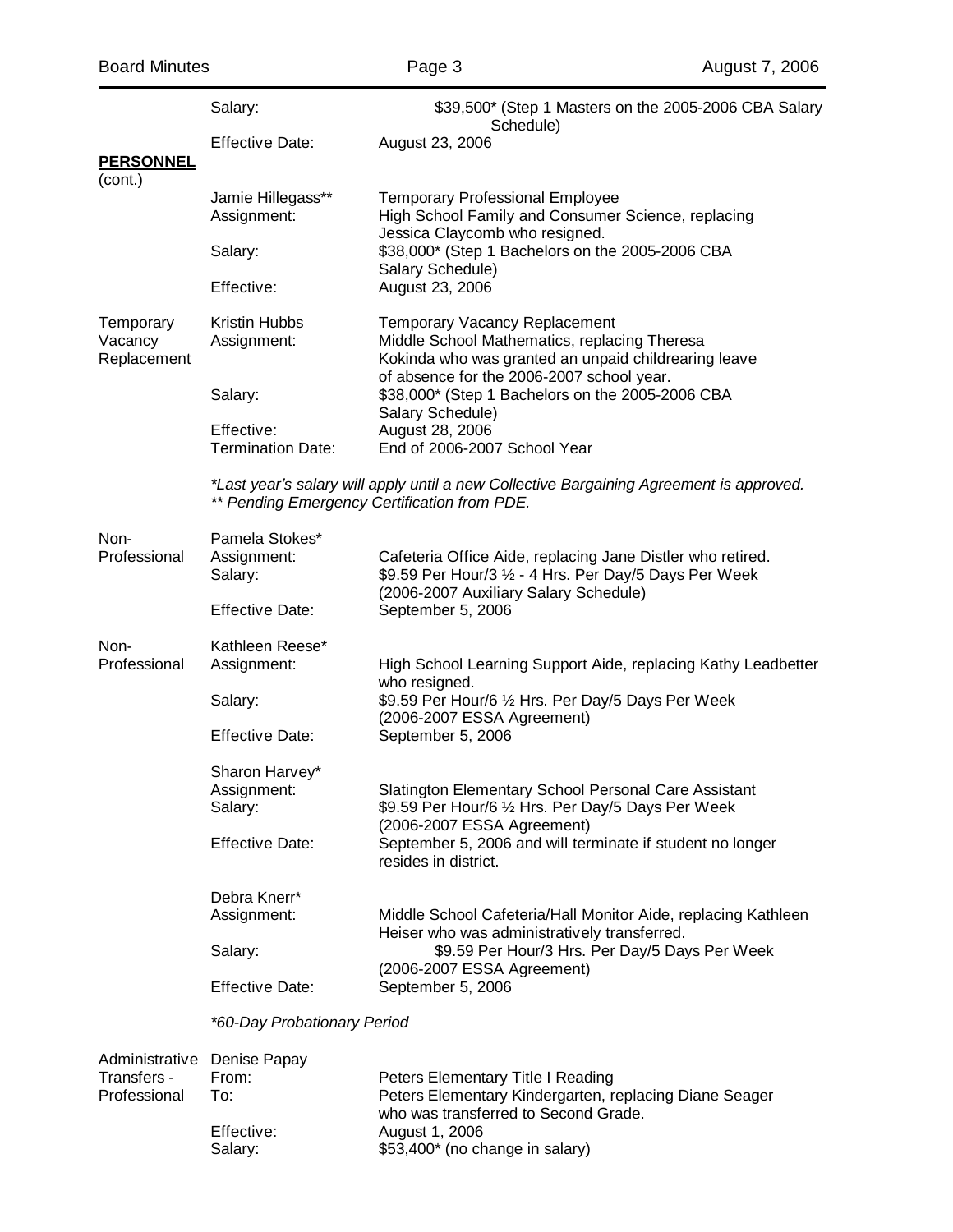| | | |
|---|---|---|
| | Salary: | $39,500* (Step 1 Masters on the 2005-2006 CBA Salary Schedule) |
| | Effective Date: | August 23, 2006 |
| **PERSONNEL** (cont.) | | |
| | Jamie Hillegass** | Temporary Professional Employee |
| | Assignment: | High School Family and Consumer Science, replacing Jessica Claycomb who resigned. |
| | Salary: | $38,000* (Step 1 Bachelors on the 2005-2006 CBA Salary Schedule) |
| | Effective: | August 23, 2006 |
| Temporary Vacancy Replacement | Kristin Hubbs | Temporary Vacancy Replacement |
| | Assignment: | Middle School Mathematics, replacing Theresa Kokinda who was granted an unpaid childrearing leave of absence for the 2006-2007 school year. |
| | Salary: | $38,000* (Step 1 Bachelors on the 2005-2006 CBA Salary Schedule) |
| | Effective: | August 28, 2006 |
| | Termination Date: | End of 2006-2007 School Year |

*\*Last year's salary will apply until a new Collective Bargaining Agreement is approved.*
*\*\* Pending Emergency Certification from PDE.*

| | | |
|---|---|---|
| Non-Professional | Pamela Stokes* | |
| | Assignment: | Cafeteria Office Aide, replacing Jane Distler who retired. |
| | Salary: | $9.59 Per Hour/3 ½ - 4 Hrs. Per Day/5 Days Per Week (2006-2007 Auxiliary Salary Schedule) |
| | Effective Date: | September 5, 2006 |
| Non-Professional | Kathleen Reese* | |
| | Assignment: | High School Learning Support Aide, replacing Kathy Leadbetter who resigned. |
| | Salary: | $9.59 Per Hour/6 ½ Hrs. Per Day/5 Days Per Week (2006-2007 ESSA Agreement) |
| | Effective Date: | September 5, 2006 |
| | Sharon Harvey* | |
| | Assignment: | Slatington Elementary School Personal Care Assistant |
| | Salary: | $9.59 Per Hour/6 ½ Hrs. Per Day/5 Days Per Week (2006-2007 ESSA Agreement) |
| | Effective Date: | September 5, 2006 and will terminate if student no longer resides in district. |
| | Debra Knerr* | |
| | Assignment: | Middle School Cafeteria/Hall Monitor Aide, replacing Kathleen Heiser who was administratively transferred. |
| | Salary: | $9.59 Per Hour/3 Hrs. Per Day/5 Days Per Week (2006-2007 ESSA Agreement) |
| | Effective Date: | September 5, 2006 |

*\*60-Day Probationary Period*

| | | |
|---|---|---|
| Administrative Transfers - Professional | Denise Papay | |
| | From: | Peters Elementary Title I Reading |
| | To: | Peters Elementary Kindergarten, replacing Diane Seager who was transferred to Second Grade. |
| | Effective: | August 1, 2006 |
| | Salary: | $53,400* (no change in salary) |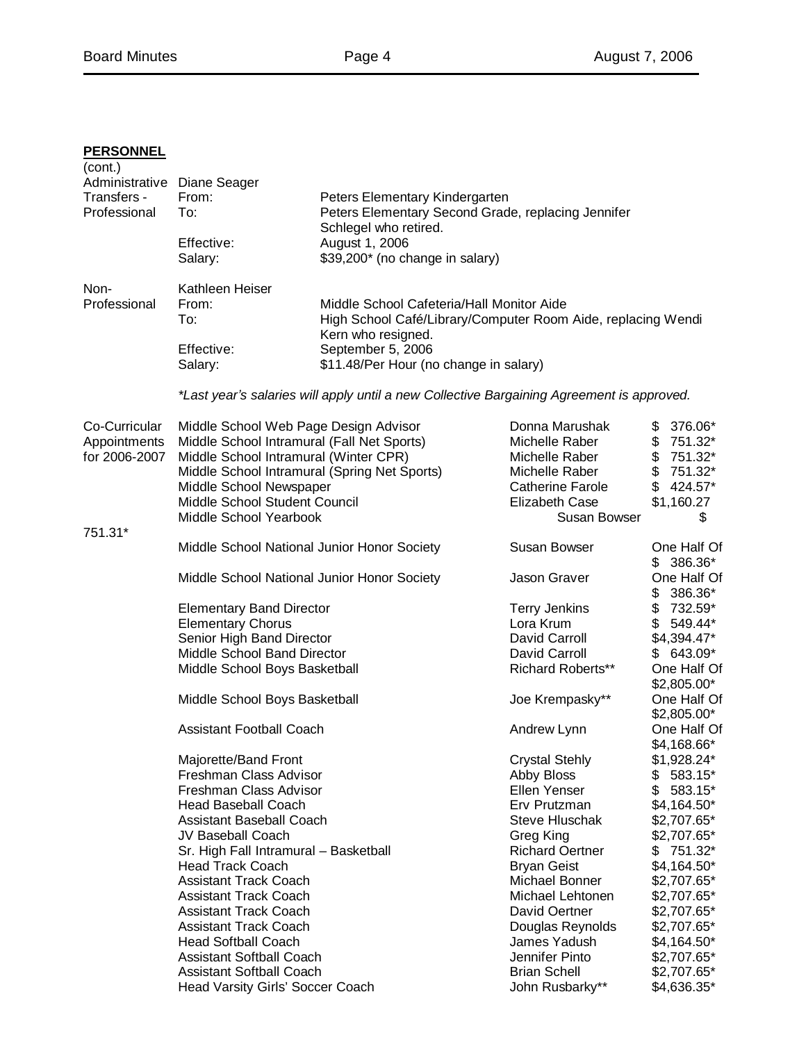**PERSONNEL**
(cont.)

Administrative Transfers - Professional

Diane Seager

| | |
|---|---|
| From: | Peters Elementary Kindergarten |
| To: | Peters Elementary Second Grade, replacing Jennifer Schlegel who retired. |
| Effective: | August 1, 2006 |
| Salary: | $39,200* (no change in salary) |

Non-Professional

Kathleen Heiser

| | |
|---|---|
| From: | Middle School Cafeteria/Hall Monitor Aide |
| To: | High School Café/Library/Computer Room Aide, replacing Wendi Kern who resigned. |
| Effective: | September 5, 2006 |
| Salary: | $11.48/Per Hour (no change in salary) |

*\*Last year's salaries will apply until a new Collective Bargaining Agreement is approved.*

Co-Curricular Appointments for 2006-2007

| Position | Name | Amount |
|---|---|---|
| Middle School Web Page Design Advisor | Donna Marushak | $ 376.06* |
| Middle School Intramural (Fall Net Sports) | Michelle Raber | $ 751.32* |
| Middle School Intramural (Winter CPR) | Michelle Raber | $ 751.32* |
| Middle School Intramural (Spring Net Sports) | Michelle Raber | $ 751.32* |
| Middle School Newspaper | Catherine Farole | $ 424.57* |
| Middle School Student Council | Elizabeth Case | $1,160.27 |
| Middle School Yearbook | Susan Bowser | $ 751.31* |
| Middle School National Junior Honor Society | Susan Bowser | One Half Of $ 386.36* |
| Middle School National Junior Honor Society | Jason Graver | One Half Of $ 386.36* |
| Elementary Band Director | Terry Jenkins | $ 732.59* |
| Elementary Chorus | Lora Krum | $ 549.44* |
| Senior High Band Director | David Carroll | $4,394.47* |
| Middle School Band Director | David Carroll | $ 643.09* |
| Middle School Boys Basketball | Richard Roberts** | One Half Of $2,805.00* |
| Middle School Boys Basketball | Joe Krempasky** | One Half Of $2,805.00* |
| Assistant Football Coach | Andrew Lynn | One Half Of $4,168.66* |
| Majorette/Band Front | Crystal Stehly | $1,928.24* |
| Freshman Class Advisor | Abby Bloss | $ 583.15* |
| Freshman Class Advisor | Ellen Yenser | $ 583.15* |
| Head Baseball Coach | Erv Prutzman | $4,164.50* |
| Assistant Baseball Coach | Steve Hluschak | $2,707.65* |
| JV Baseball Coach | Greg King | $2,707.65* |
| Sr. High Fall Intramural – Basketball | Richard Oertner | $ 751.32* |
| Head Track Coach | Bryan Geist | $4,164.50* |
| Assistant Track Coach | Michael Bonner | $2,707.65* |
| Assistant Track Coach | Michael Lehtonen | $2,707.65* |
| Assistant Track Coach | David Oertner | $2,707.65* |
| Assistant Track Coach | Douglas Reynolds | $2,707.65* |
| Head Softball Coach | James Yadush | $4,164.50* |
| Assistant Softball Coach | Jennifer Pinto | $2,707.65* |
| Assistant Softball Coach | Brian Schell | $2,707.65* |
| Head Varsity Girls' Soccer Coach | John Rusbarky** | $4,636.35* |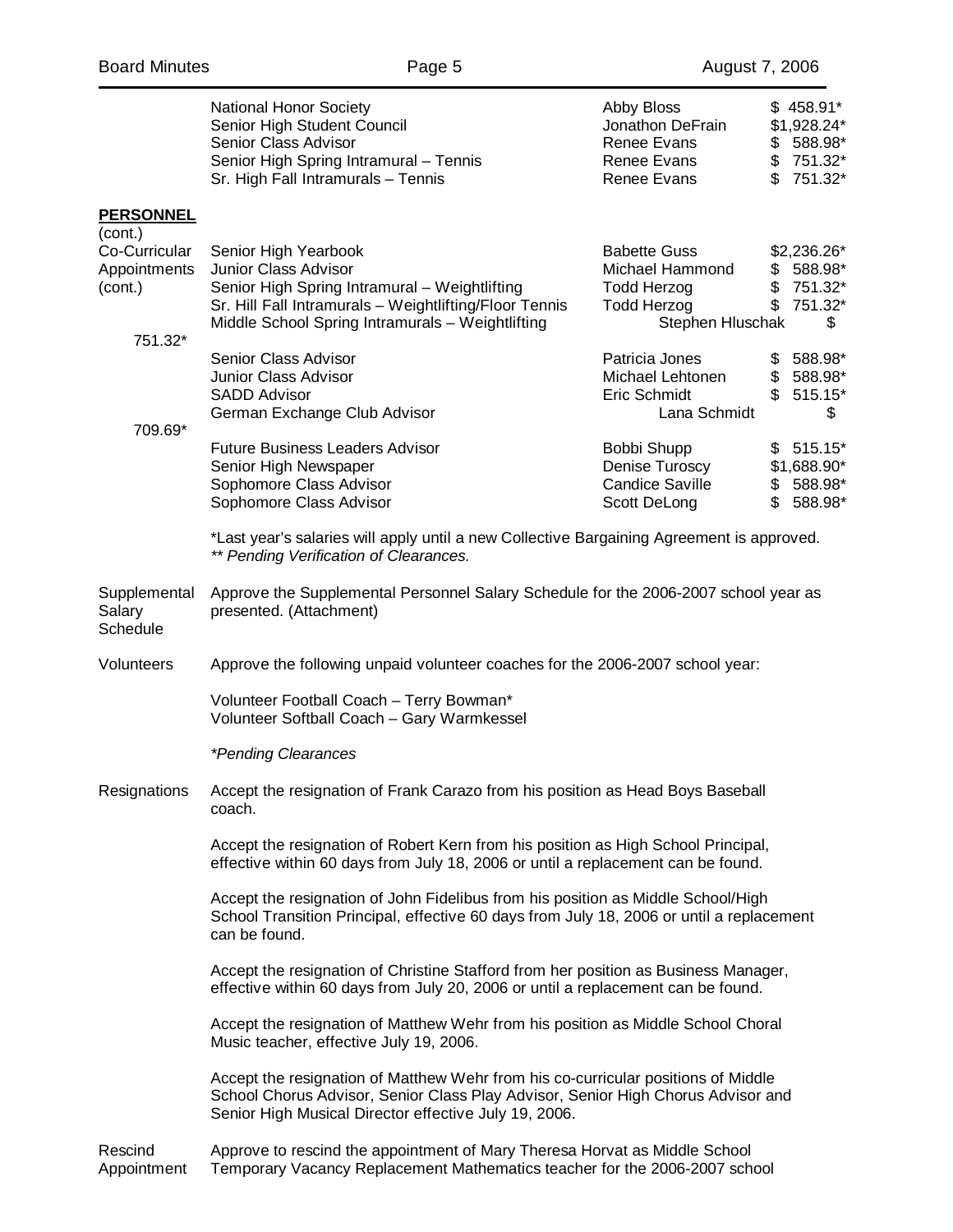| | | | |
|---|---|---|---|
| | National Honor Society | Abby Bloss | $ 458.91* |
| | Senior High Student Council | Jonathon DeFrain | $1,928.24* |
| | Senior Class Advisor | Renee Evans | $ 588.98* |
| | Senior High Spring Intramural – Tennis | Renee Evans | $ 751.32* |
| | Sr. High Fall Intramurals – Tennis | Renee Evans | $ 751.32* |

**PERSONNEL** (cont.)

| | | | |
|---|---|---|---|
| Co-Curricular Appointments (cont.) | Senior High Yearbook | Babette Guss | $2,236.26* |
| | Junior Class Advisor | Michael Hammond | $ 588.98* |
| | Senior High Spring Intramural – Weightlifting | Todd Herzog | $ 751.32* |
| | Sr. Hill Fall Intramurals – Weightlifting/Floor Tennis | Todd Herzog | $ 751.32* |
| | Middle School Spring Intramurals – Weightlifting | Stephen Hluschak | $ 751.32* |
| | Senior Class Advisor | Patricia Jones | $ 588.98* |
| | Junior Class Advisor | Michael Lehtonen | $ 588.98* |
| | SADD Advisor | Eric Schmidt | $ 515.15* |
| | German Exchange Club Advisor | Lana Schmidt | $ 709.69* |
| | Future Business Leaders Advisor | Bobbi Shupp | $ 515.15* |
| | Senior High Newspaper | Denise Turoscy | $1,688.90* |
| | Sophomore Class Advisor | Candice Saville | $ 588.98* |
| | Sophomore Class Advisor | Scott DeLong | $ 588.98* |

*Last year's salaries will apply until a new Collective Bargaining Agreement is approved.
*\*\* Pending Verification of Clearances.*

Supplemental Salary Schedule — Approve the Supplemental Personnel Salary Schedule for the 2006-2007 school year as presented. (Attachment)

Volunteers — Approve the following unpaid volunteer coaches for the 2006-2007 school year:

Volunteer Football Coach – Terry Bowman*
Volunteer Softball Coach – Gary Warmkessel

*\*Pending Clearances*

Resignations — Accept the resignation of Frank Carazo from his position as Head Boys Baseball coach.

Accept the resignation of Robert Kern from his position as High School Principal, effective within 60 days from July 18, 2006 or until a replacement can be found.

Accept the resignation of John Fidelibus from his position as Middle School/High School Transition Principal, effective 60 days from July 18, 2006 or until a replacement can be found.

Accept the resignation of Christine Stafford from her position as Business Manager, effective within 60 days from July 20, 2006 or until a replacement can be found.

Accept the resignation of Matthew Wehr from his position as Middle School Choral Music teacher, effective July 19, 2006.

Accept the resignation of Matthew Wehr from his co-curricular positions of Middle School Chorus Advisor, Senior Class Play Advisor, Senior High Chorus Advisor and Senior High Musical Director effective July 19, 2006.

Rescind Appointment — Approve to rescind the appointment of Mary Theresa Horvat as Middle School Temporary Vacancy Replacement Mathematics teacher for the 2006-2007 school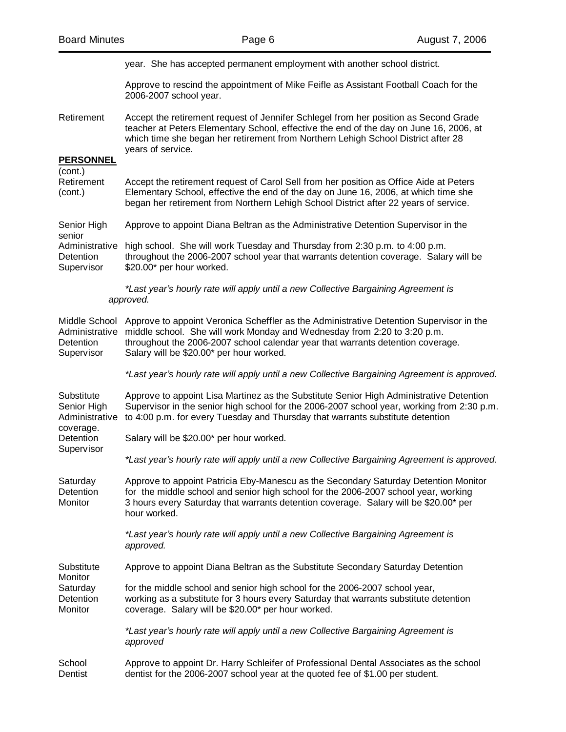year. She has accepted permanent employment with another school district.

Approve to rescind the appointment of Mike Feifle as Assistant Football Coach for the 2006-2007 school year.

Retirement

Accept the retirement request of Jennifer Schlegel from her position as Second Grade teacher at Peters Elementary School, effective the end of the day on June 16, 2006, at which time she began her retirement from Northern Lehigh School District after 28 years of service.

**PERSONNEL** (cont.)

Retirement (cont.)

Accept the retirement request of Carol Sell from her position as Office Aide at Peters Elementary School, effective the end of the day on June 16, 2006, at which time she began her retirement from Northern Lehigh School District after 22 years of service.

Senior High senior Administrative Detention Supervisor

Approve to appoint Diana Beltran as the Administrative Detention Supervisor in the high school. She will work Tuesday and Thursday from 2:30 p.m. to 4:00 p.m. throughout the 2006-2007 school year that warrants detention coverage. Salary will be $20.00* per hour worked.

*\*Last year's hourly rate will apply until a new Collective Bargaining Agreement is approved.*

Middle School Administrative Detention Supervisor

Approve to appoint Veronica Scheffler as the Administrative Detention Supervisor in the middle school. She will work Monday and Wednesday from 2:20 to 3:20 p.m. throughout the 2006-2007 school calendar year that warrants detention coverage. Salary will be $20.00* per hour worked.

*\*Last year's hourly rate will apply until a new Collective Bargaining Agreement is approved.*

Substitute Senior High Administrative Detention Supervisor

Approve to appoint Lisa Martinez as the Substitute Senior High Administrative Detention Supervisor in the senior high school for the 2006-2007 school year, working from 2:30 p.m. to 4:00 p.m. for every Tuesday and Thursday that warrants substitute detention coverage.

Salary will be $20.00* per hour worked.

*\*Last year's hourly rate will apply until a new Collective Bargaining Agreement is approved.*

Saturday Detention Monitor

Approve to appoint Patricia Eby-Manescu as the Secondary Saturday Detention Monitor for the middle school and senior high school for the 2006-2007 school year, working 3 hours every Saturday that warrants detention coverage. Salary will be $20.00* per hour worked.

*\*Last year's hourly rate will apply until a new Collective Bargaining Agreement is approved.*

Substitute Saturday Detention Monitor

Approve to appoint Diana Beltran as the Substitute Secondary Saturday Detention Monitor for the middle school and senior high school for the 2006-2007 school year, working as a substitute for 3 hours every Saturday that warrants substitute detention coverage. Salary will be $20.00* per hour worked.

*\*Last year's hourly rate will apply until a new Collective Bargaining Agreement is approved*

School Dentist

Approve to appoint Dr. Harry Schleifer of Professional Dental Associates as the school dentist for the 2006-2007 school year at the quoted fee of $1.00 per student.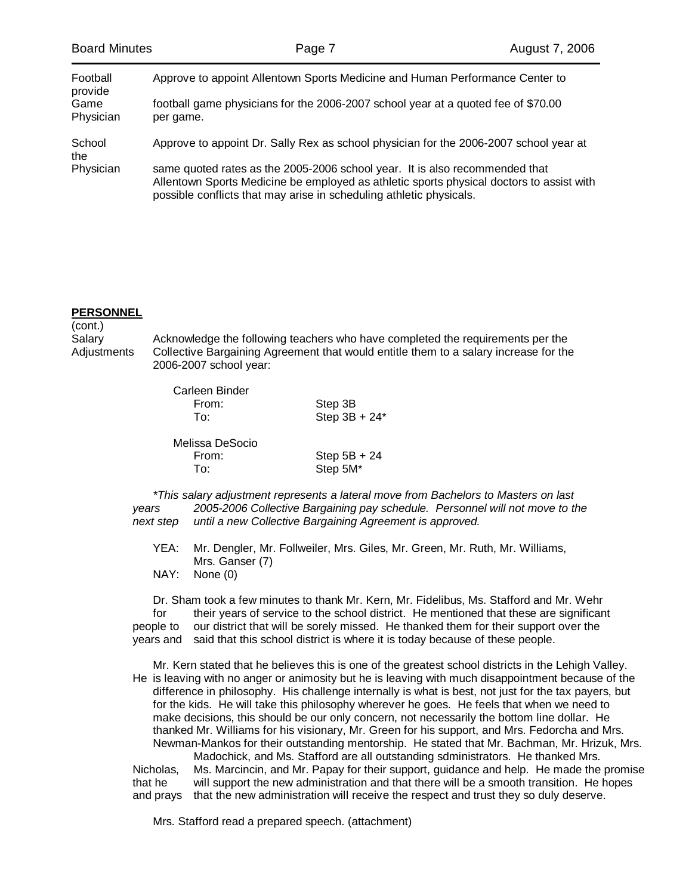**Football Game Physician** — Approve to appoint Allentown Sports Medicine and Human Performance Center to provide football game physicians for the 2006-2007 school year at a quoted fee of $70.00 per game.

**School Physician** — Approve to appoint Dr. Sally Rex as school physician for the 2006-2007 school year at the same quoted rates as the 2005-2006 school year. It is also recommended that Allentown Sports Medicine be employed as athletic sports physical doctors to assist with possible conflicts that may arise in scheduling athletic physicals.

**PERSONNEL**
(cont.)

**Salary Adjustments** — Acknowledge the following teachers who have completed the requirements per the Collective Bargaining Agreement that would entitle them to a salary increase for the 2006-2007 school year:

Carleen Binder
From: Step 3B
To: Step 3B + 24*

Melissa DeSocio
From: Step 5B + 24
To: Step 5M*

*\*This salary adjustment represents a lateral move from Bachelors to Masters on last years 2005-2006 Collective Bargaining pay schedule. Personnel will not move to the next step until a new Collective Bargaining Agreement is approved.*

YEA: Mr. Dengler, Mr. Follweiler, Mrs. Giles, Mr. Green, Mr. Ruth, Mr. Williams, Mrs. Ganser (7)
NAY: None (0)

Dr. Sham took a few minutes to thank Mr. Kern, Mr. Fidelibus, Ms. Stafford and Mr. Wehr for their years of service to the school district. He mentioned that these are significant people to our district that will be sorely missed. He thanked them for their support over the years and said that this school district is where it is today because of these people.

Mr. Kern stated that he believes this is one of the greatest school districts in the Lehigh Valley. He is leaving with no anger or animosity but he is leaving with much disappointment because of the difference in philosophy. His challenge internally is what is best, not just for the tax payers, but for the kids. He will take this philosophy wherever he goes. He feels that when we need to make decisions, this should be our only concern, not necessarily the bottom line dollar. He thanked Mr. Williams for his visionary, Mr. Green for his support, and Mrs. Fedorcha and Mrs. Newman-Mankos for their outstanding mentorship. He stated that Mr. Bachman, Mr. Hrizuk, Mrs. Madochick, and Ms. Stafford are all outstanding sdministrators. He thanked Mrs. Nicholas, Ms. Marcincin, and Mr. Papay for their support, guidance and help. He made the promise that he will support the new administration and that there will be a smooth transition. He hopes and prays that the new administration will receive the respect and trust they so duly deserve.

Mrs. Stafford read a prepared speech. (attachment)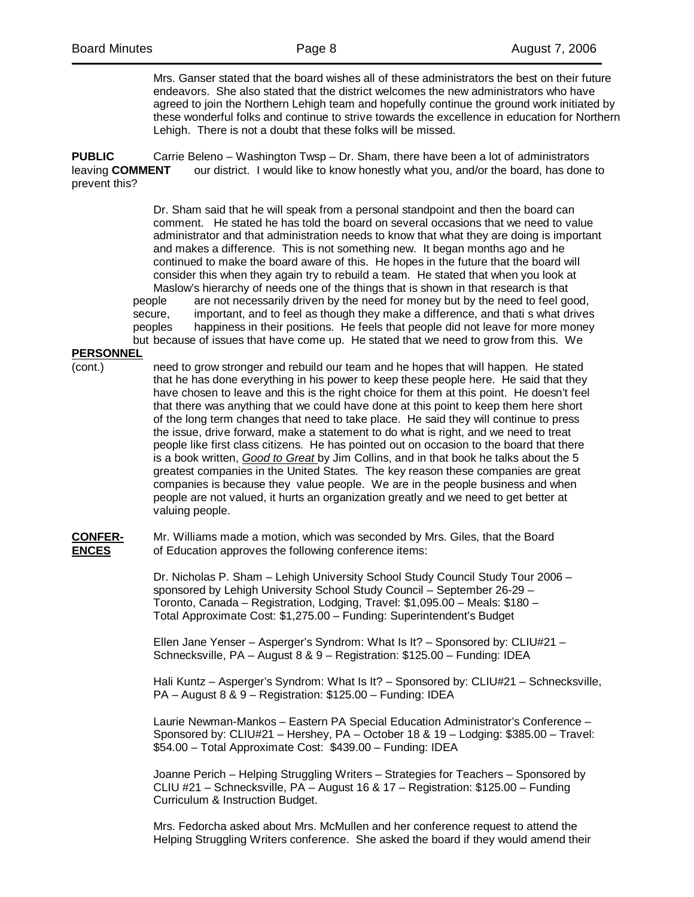Mrs. Ganser stated that the board wishes all of these administrators the best on their future endeavors. She also stated that the district welcomes the new administrators who have agreed to join the Northern Lehigh team and hopefully continue the ground work initiated by these wonderful folks and continue to strive towards the excellence in education for Northern Lehigh. There is not a doubt that these folks will be missed.

**PUBLIC COMMENT** Carrie Beleno – Washington Twsp – Dr. Sham, there have been a lot of administrators leaving our district. I would like to know honestly what you, and/or the board, has done to prevent this?

Dr. Sham said that he will speak from a personal standpoint and then the board can comment. He stated he has told the board on several occasions that we need to value administrator and that administration needs to know that what they are doing is important and makes a difference. This is not something new. It began months ago and he continued to make the board aware of this. He hopes in the future that the board will consider this when they again try to rebuild a team. He stated that when you look at Maslow's hierarchy of needs one of the things that is shown in that research is that people are not necessarily driven by the need for money but by the need to feel good, secure, important, and to feel as though they make a difference, and thati s what drives peoples happiness in their positions. He feels that people did not leave for more money but because of issues that have come up. He stated that we need to grow from this. We

**PERSONNEL** (cont.)

need to grow stronger and rebuild our team and he hopes that will happen. He stated that he has done everything in his power to keep these people here. He said that they have chosen to leave and this is the right choice for them at this point. He doesn't feel that there was anything that we could have done at this point to keep them here short of the long term changes that need to take place. He said they will continue to press the issue, drive forward, make a statement to do what is right, and we need to treat people like first class citizens. He has pointed out on occasion to the board that there is a book written, ***Good to Great*** by Jim Collins, and in that book he talks about the 5 greatest companies in the United States. The key reason these companies are great companies is because they value people. We are in the people business and when people are not valued, it hurts an organization greatly and we need to get better at valuing people.

**CONFER-ENCES** Mr. Williams made a motion, which was seconded by Mrs. Giles, that the Board of Education approves the following conference items:

Dr. Nicholas P. Sham – Lehigh University School Study Council Study Tour 2006 – sponsored by Lehigh University School Study Council – September 26-29 – Toronto, Canada – Registration, Lodging, Travel: $1,095.00 – Meals: $180 – Total Approximate Cost: $1,275.00 – Funding: Superintendent's Budget

Ellen Jane Yenser – Asperger's Syndrom: What Is It? – Sponsored by: CLIU#21 – Schnecksville, PA – August 8 & 9 – Registration: $125.00 – Funding: IDEA

Hali Kuntz – Asperger's Syndrom: What Is It? – Sponsored by: CLIU#21 – Schnecksville, PA – August 8 & 9 – Registration: $125.00 – Funding: IDEA

Laurie Newman-Mankos – Eastern PA Special Education Administrator's Conference – Sponsored by: CLIU#21 – Hershey, PA – October 18 & 19 – Lodging: $385.00 – Travel: $54.00 – Total Approximate Cost: $439.00 – Funding: IDEA

Joanne Perich – Helping Struggling Writers – Strategies for Teachers – Sponsored by CLIU #21 – Schnecksville, PA – August 16 & 17 – Registration: $125.00 – Funding Curriculum & Instruction Budget.

Mrs. Fedorcha asked about Mrs. McMullen and her conference request to attend the Helping Struggling Writers conference. She asked the board if they would amend their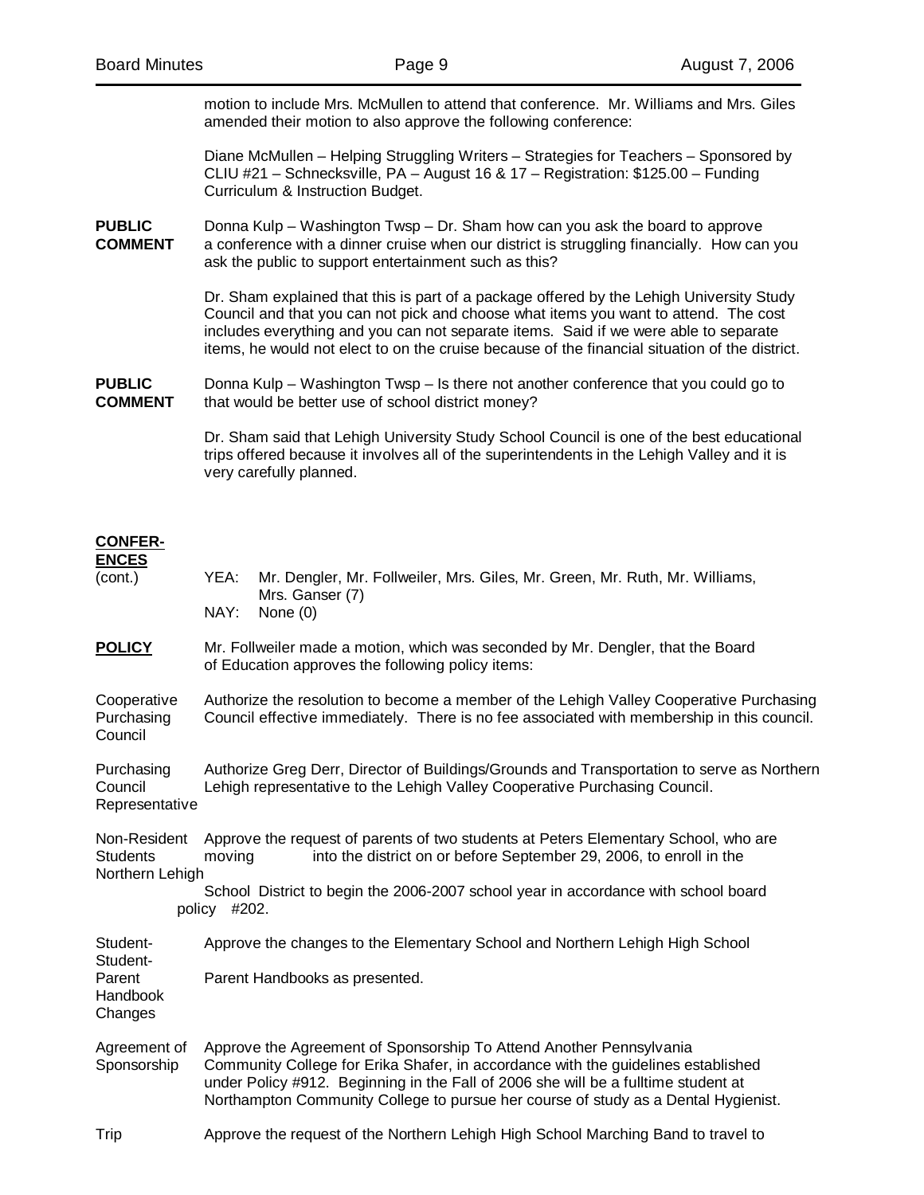motion to include Mrs. McMullen to attend that conference. Mr. Williams and Mrs. Giles amended their motion to also approve the following conference:

Diane McMullen – Helping Struggling Writers – Strategies for Teachers – Sponsored by CLIU #21 – Schnecksville, PA – August 16 & 17 – Registration: $125.00 – Funding Curriculum & Instruction Budget.

**PUBLIC COMMENT**

Donna Kulp – Washington Twsp – Dr. Sham how can you ask the board to approve a conference with a dinner cruise when our district is struggling financially. How can you ask the public to support entertainment such as this?

Dr. Sham explained that this is part of a package offered by the Lehigh University Study Council and that you can not pick and choose what items you want to attend. The cost includes everything and you can not separate items. Said if we were able to separate items, he would not elect to on the cruise because of the financial situation of the district.

**PUBLIC COMMENT**

Donna Kulp – Washington Twsp – Is there not another conference that you could go to that would be better use of school district money?

Dr. Sham said that Lehigh University Study School Council is one of the best educational trips offered because it involves all of the superintendents in the Lehigh Valley and it is very carefully planned.

**CONFERENCES** (cont.)

YEA: Mr. Dengler, Mr. Follweiler, Mrs. Giles, Mr. Green, Mr. Ruth, Mr. Williams, Mrs. Ganser (7)
NAY: None (0)

**POLICY**

Mr. Follweiler made a motion, which was seconded by Mr. Dengler, that the Board of Education approves the following policy items:

Cooperative Purchasing Council

Authorize the resolution to become a member of the Lehigh Valley Cooperative Purchasing Council effective immediately. There is no fee associated with membership in this council.

Purchasing Council Representative

Authorize Greg Derr, Director of Buildings/Grounds and Transportation to serve as Northern Lehigh representative to the Lehigh Valley Cooperative Purchasing Council.

Non-Resident Students Northern Lehigh

Approve the request of parents of two students at Peters Elementary School, who are moving into the district on or before September 29, 2006, to enroll in the School District to begin the 2006-2007 school year in accordance with school board policy #202.

Student-Parent Handbook Changes

Approve the changes to the Elementary School and Northern Lehigh High School Student-Parent Handbooks as presented.

Agreement of Sponsorship

Approve the Agreement of Sponsorship To Attend Another Pennsylvania Community College for Erika Shafer, in accordance with the guidelines established under Policy #912. Beginning in the Fall of 2006 she will be a fulltime student at Northampton Community College to pursue her course of study as a Dental Hygienist.

Trip

Approve the request of the Northern Lehigh High School Marching Band to travel to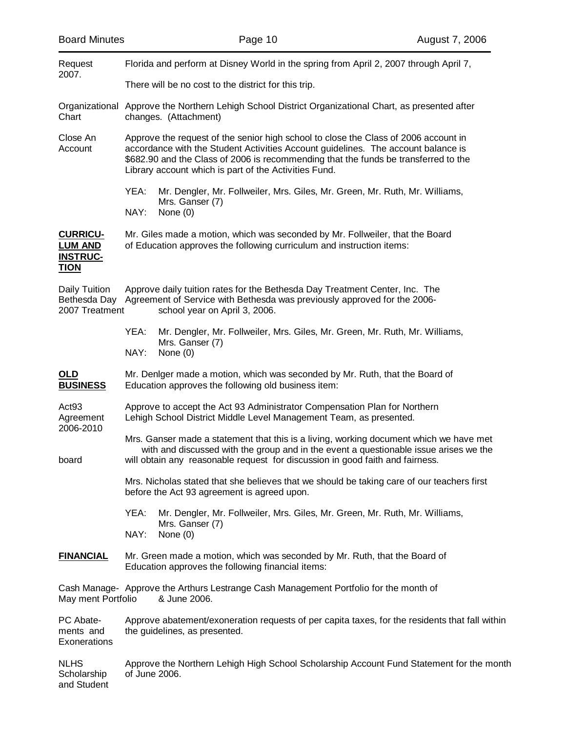Request 2007. Florida and perform at Disney World in the spring from April 2, 2007 through April 7,

There will be no cost to the district for this trip.

Organizational Chart — Approve the Northern Lehigh School District Organizational Chart, as presented after changes. (Attachment)

Close An Account — Approve the request of the senior high school to close the Class of 2006 account in accordance with the Student Activities Account guidelines. The account balance is $682.90 and the Class of 2006 is recommending that the funds be transferred to the Library account which is part of the Activities Fund.

YEA: Mr. Dengler, Mr. Follweiler, Mrs. Giles, Mr. Green, Mr. Ruth, Mr. Williams, Mrs. Ganser (7)
NAY: None (0)

**CURRICULUM AND INSTRUCTION** — Mr. Giles made a motion, which was seconded by Mr. Follweiler, that the Board of Education approves the following curriculum and instruction items:

Daily Tuition Bethesda Day 2007 Treatment — Approve daily tuition rates for the Bethesda Day Treatment Center, Inc. The Agreement of Service with Bethesda was previously approved for the 2006-2007 school year on April 3, 2006.

YEA: Mr. Dengler, Mr. Follweiler, Mrs. Giles, Mr. Green, Mr. Ruth, Mr. Williams, Mrs. Ganser (7)
NAY: None (0)

**OLD BUSINESS** — Mr. Denlger made a motion, which was seconded by Mr. Ruth, that the Board of Education approves the following old business item:

Act93 Agreement 2006-2010 — Approve to accept the Act 93 Administrator Compensation Plan for Northern Lehigh School District Middle Level Management Team, as presented.

Mrs. Ganser made a statement that this is a living, working document which we have met with and discussed with the group and in the event a questionable issue arises we the board will obtain any reasonable request for discussion in good faith and fairness.

Mrs. Nicholas stated that she believes that we should be taking care of our teachers first before the Act 93 agreement is agreed upon.

YEA: Mr. Dengler, Mr. Follweiler, Mrs. Giles, Mr. Green, Mr. Ruth, Mr. Williams, Mrs. Ganser (7)
NAY: None (0)

**FINANCIAL** — Mr. Green made a motion, which was seconded by Mr. Ruth, that the Board of Education approves the following financial items:

Cash Management Portfolio — Approve the Arthurs Lestrange Cash Management Portfolio for the month of May & June 2006.

PC Abatements and Exonerations — Approve abatement/exoneration requests of per capita taxes, for the residents that fall within the guidelines, as presented.

NLHS Scholarship and Student — Approve the Northern Lehigh High School Scholarship Account Fund Statement for the month of June 2006.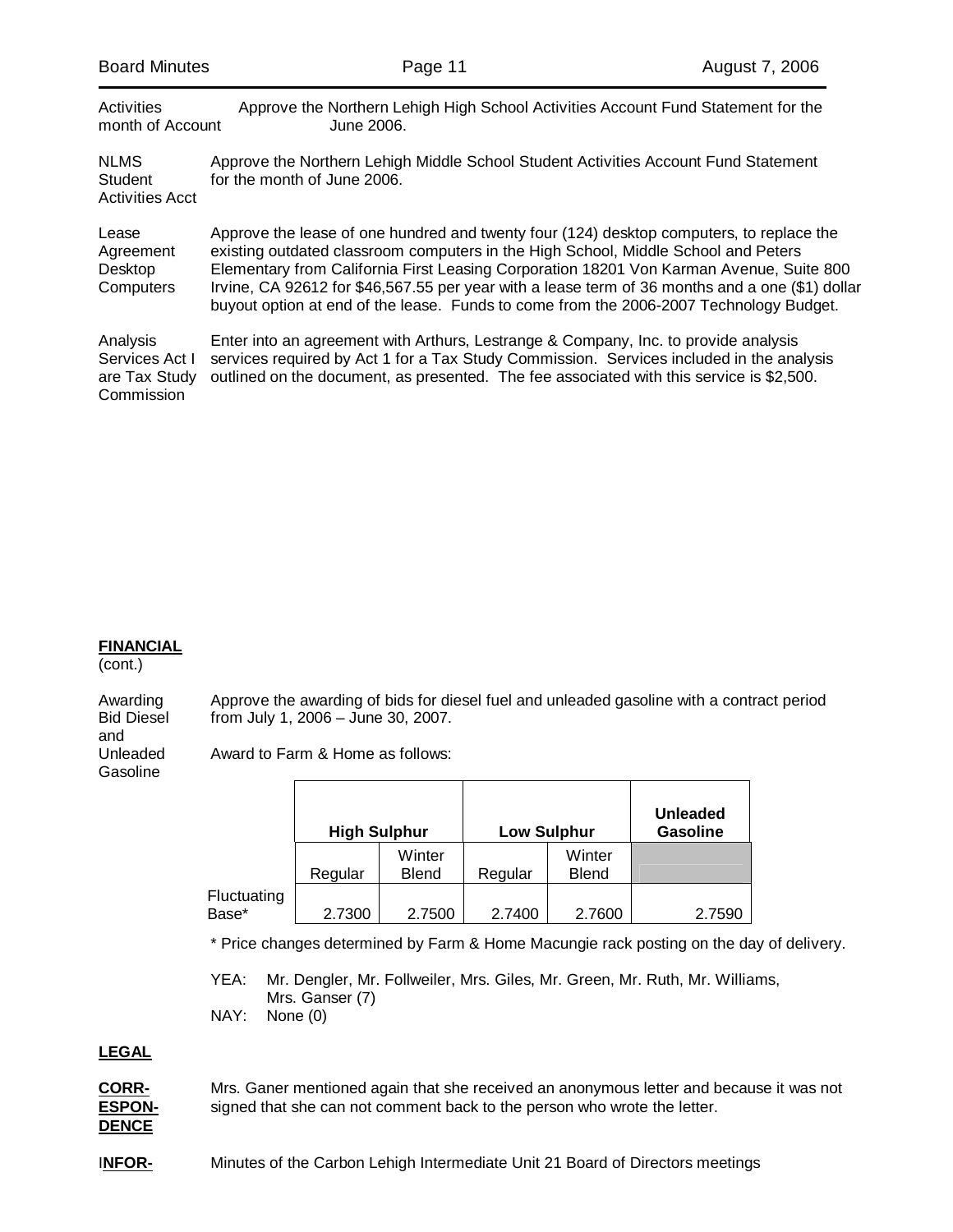Activities month of Account — Approve the Northern Lehigh High School Activities Account Fund Statement for the June 2006.

NLMS Student Activities Acct — Approve the Northern Lehigh Middle School Student Activities Account Fund Statement for the month of June 2006.

Lease Agreement Desktop Computers — Approve the lease of one hundred and twenty four (124) desktop computers, to replace the existing outdated classroom computers in the High School, Middle School and Peters Elementary from California First Leasing Corporation 18201 Von Karman Avenue, Suite 800 Irvine, CA 92612 for $46,567.55 per year with a lease term of 36 months and a one ($1) dollar buyout option at end of the lease. Funds to come from the 2006-2007 Technology Budget.

Analysis Services Act I are Tax Study Commission — Enter into an agreement with Arthurs, Lestrange & Company, Inc. to provide analysis services required by Act 1 for a Tax Study Commission. Services included in the analysis outlined on the document, as presented. The fee associated with this service is $2,500.

**FINANCIAL**
(cont.)

Awarding Bid Diesel and Unleaded Gasoline — Approve the awarding of bids for diesel fuel and unleaded gasoline with a contract period from July 1, 2006 – June 30, 2007.

Award to Farm & Home as follows:

| | **High Sulphur** | | **Low Sulphur** | | **Unleaded Gasoline** |
|---|---|---|---|---|---|
| | Regular | Winter Blend | Regular | Winter Blend | |
| Fluctuating Base* | 2.7300 | 2.7500 | 2.7400 | 2.7600 | 2.7590 |

* Price changes determined by Farm & Home Macungie rack posting on the day of delivery.

YEA: Mr. Dengler, Mr. Follweiler, Mrs. Giles, Mr. Green, Mr. Ruth, Mr. Williams, Mrs. Ganser (7)
NAY: None (0)

**LEGAL**

**CORR-ESPON-DENCE** — Mrs. Ganer mentioned again that she received an anonymous letter and because it was not signed that she can not comment back to the person who wrote the letter.

I**NFOR-** — Minutes of the Carbon Lehigh Intermediate Unit 21 Board of Directors meetings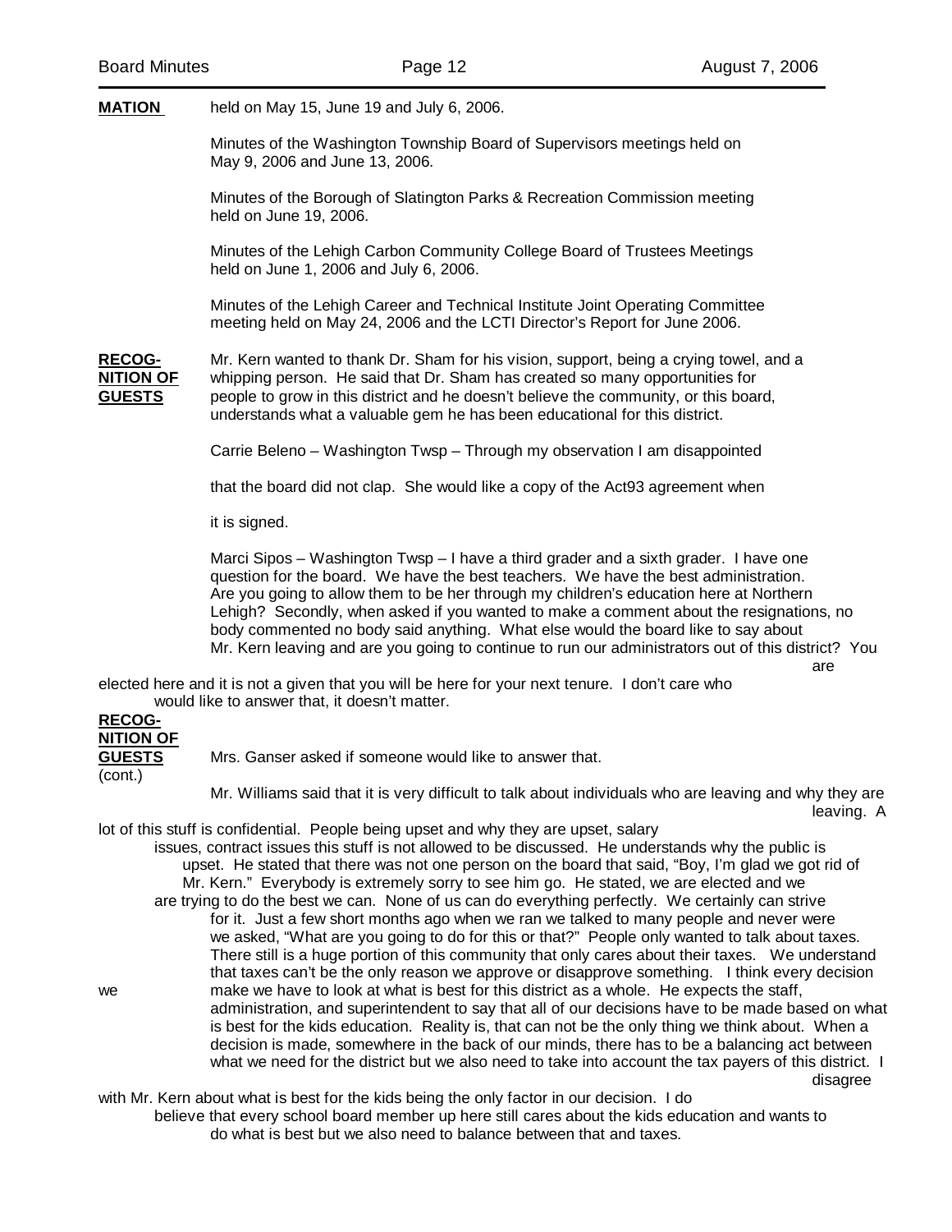**MATION** held on May 15, June 19 and July 6, 2006.

Minutes of the Washington Township Board of Supervisors meetings held on May 9, 2006 and June 13, 2006.

Minutes of the Borough of Slatington Parks & Recreation Commission meeting held on June 19, 2006.

Minutes of the Lehigh Carbon Community College Board of Trustees Meetings held on June 1, 2006 and July 6, 2006.

Minutes of the Lehigh Career and Technical Institute Joint Operating Committee meeting held on May 24, 2006 and the LCTI Director's Report for June 2006.

**RECOGNITION OF GUESTS**

Mr. Kern wanted to thank Dr. Sham for his vision, support, being a crying towel, and a whipping person. He said that Dr. Sham has created so many opportunities for people to grow in this district and he doesn't believe the community, or this board, understands what a valuable gem he has been educational for this district.

Carrie Beleno – Washington Twsp – Through my observation I am disappointed that the board did not clap. She would like a copy of the Act93 agreement when it is signed.

Marci Sipos – Washington Twsp – I have a third grader and a sixth grader. I have one question for the board. We have the best teachers. We have the best administration. Are you going to allow them to be her through my children's education here at Northern Lehigh? Secondly, when asked if you wanted to make a comment about the resignations, no body commented no body said anything. What else would the board like to say about Mr. Kern leaving and are you going to continue to run our administrators out of this district? You are elected here and it is not a given that you will be here for your next tenure. I don't care who would like to answer that, it doesn't matter.

**RECOGNITION OF GUESTS** (cont.)

Mrs. Ganser asked if someone would like to answer that.

Mr. Williams said that it is very difficult to talk about individuals who are leaving and why they are leaving. A lot of this stuff is confidential. People being upset and why they are upset, salary issues, contract issues this stuff is not allowed to be discussed. He understands why the public is upset. He stated that there was not one person on the board that said, "Boy, I'm glad we got rid of Mr. Kern." Everybody is extremely sorry to see him go. He stated, we are elected and we are trying to do the best we can. None of us can do everything perfectly. We certainly can strive for it. Just a few short months ago when we ran we talked to many people and never were we asked, "What are you going to do for this or that?" People only wanted to talk about taxes. There still is a huge portion of this community that only cares about their taxes. We understand that taxes can't be the only reason we approve or disapprove something. I think every decision we make we have to look at what is best for this district as a whole. He expects the staff, administration, and superintendent to say that all of our decisions have to be made based on what is best for the kids education. Reality is, that can not be the only thing we think about. When a decision is made, somewhere in the back of our minds, there has to be a balancing act between what we need for the district but we also need to take into account the tax payers of this district. I disagree with Mr. Kern about what is best for the kids being the only factor in our decision. I do believe that every school board member up here still cares about the kids education and wants to do what is best but we also need to balance between that and taxes.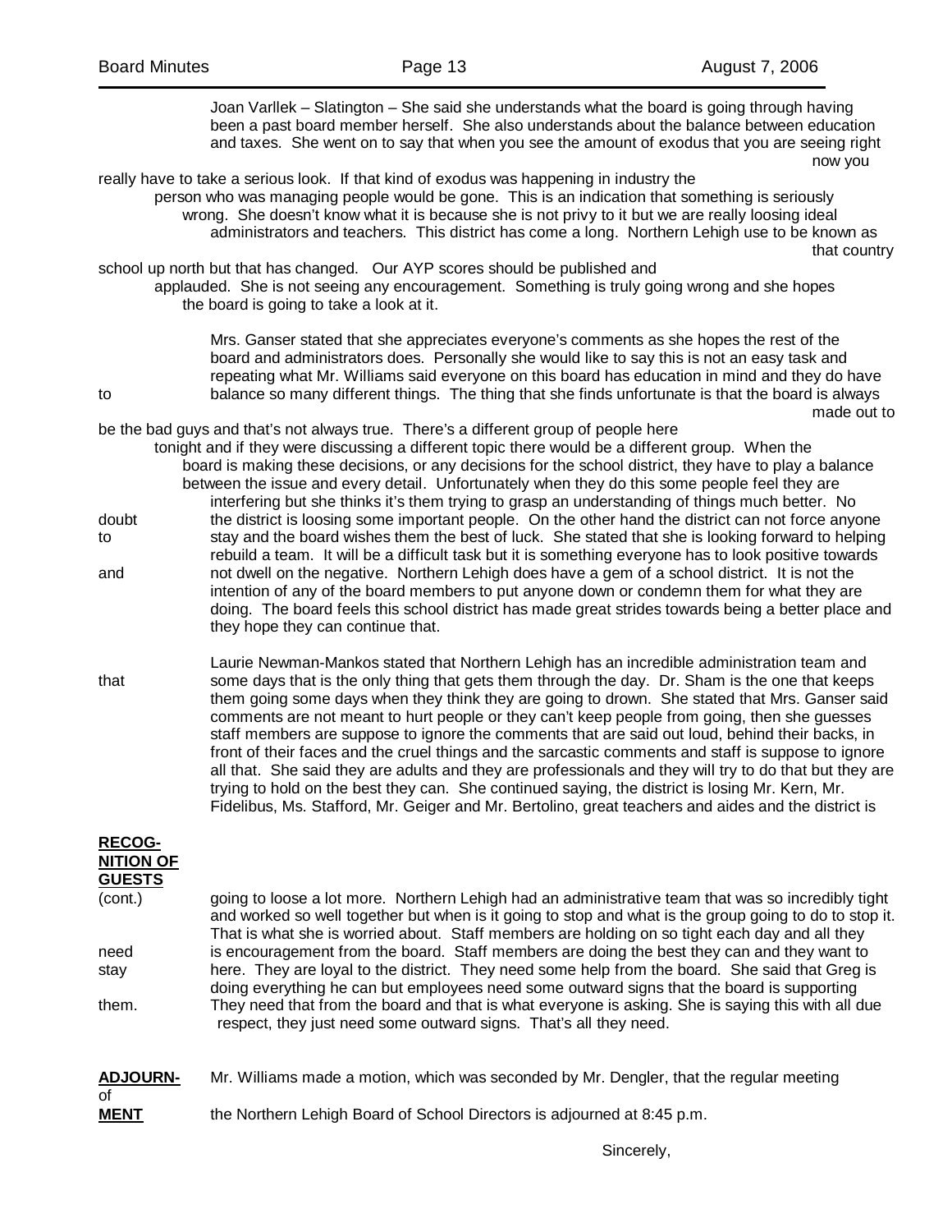Joan Varllek – Slatington – She said she understands what the board is going through having been a past board member herself. She also understands about the balance between education and taxes. She went on to say that when you see the amount of exodus that you are seeing right now you really have to take a serious look. If that kind of exodus was happening in industry the person who was managing people would be gone. This is an indication that something is seriously wrong. She doesn't know what it is because she is not privy to it but we are really loosing ideal administrators and teachers. This district has come a long. Northern Lehigh use to be known as that country school up north but that has changed. Our AYP scores should be published and applauded. She is not seeing any encouragement. Something is truly going wrong and she hopes the board is going to take a look at it.

Mrs. Ganser stated that she appreciates everyone's comments as she hopes the rest of the board and administrators does. Personally she would like to say this is not an easy task and repeating what Mr. Williams said everyone on this board has education in mind and they do have to balance so many different things. The thing that she finds unfortunate is that the board is always made out to be the bad guys and that's not always true. There's a different group of people here tonight and if they were discussing a different topic there would be a different group. When the board is making these decisions, or any decisions for the school district, they have to play a balance between the issue and every detail. Unfortunately when they do this some people feel they are interfering but she thinks it's them trying to grasp an understanding of things much better. No doubt the district is loosing some important people. On the other hand the district can not force anyone to stay and the board wishes them the best of luck. She stated that she is looking forward to helping rebuild a team. It will be a difficult task but it is something everyone has to look positive towards and not dwell on the negative. Northern Lehigh does have a gem of a school district. It is not the intention of any of the board members to put anyone down or condemn them for what they are doing. The board feels this school district has made great strides towards being a better place and they hope they can continue that.

Laurie Newman-Mankos stated that Northern Lehigh has an incredible administration team and that some days that is the only thing that gets them through the day. Dr. Sham is the one that keeps them going some days when they think they are going to drown. She stated that Mrs. Ganser said comments are not meant to hurt people or they can't keep people from going, then she guesses staff members are suppose to ignore the comments that are said out loud, behind their backs, in front of their faces and the cruel things and the sarcastic comments and staff is suppose to ignore all that. She said they are adults and they are professionals and they will try to do that but they are trying to hold on the best they can. She continued saying, the district is losing Mr. Kern, Mr. Fidelibus, Ms. Stafford, Mr. Geiger and Mr. Bertolino, great teachers and aides and the district is

**RECOGNITION OF GUESTS** (cont.)

going to loose a lot more. Northern Lehigh had an administrative team that was so incredibly tight and worked so well together but when is it going to stop and what is the group going to do to stop it. That is what she is worried about. Staff members are holding on so tight each day and all they need is encouragement from the board. Staff members are doing the best they can and they want to stay here. They are loyal to the district. They need some help from the board. She said that Greg is doing everything he can but employees need some outward signs that the board is supporting them. They need that from the board and that is what everyone is asking. She is saying this with all due respect, they just need some outward signs. That's all they need.

**ADJOURNMENT** Mr. Williams made a motion, which was seconded by Mr. Dengler, that the regular meeting of the Northern Lehigh Board of School Directors is adjourned at 8:45 p.m.

Sincerely,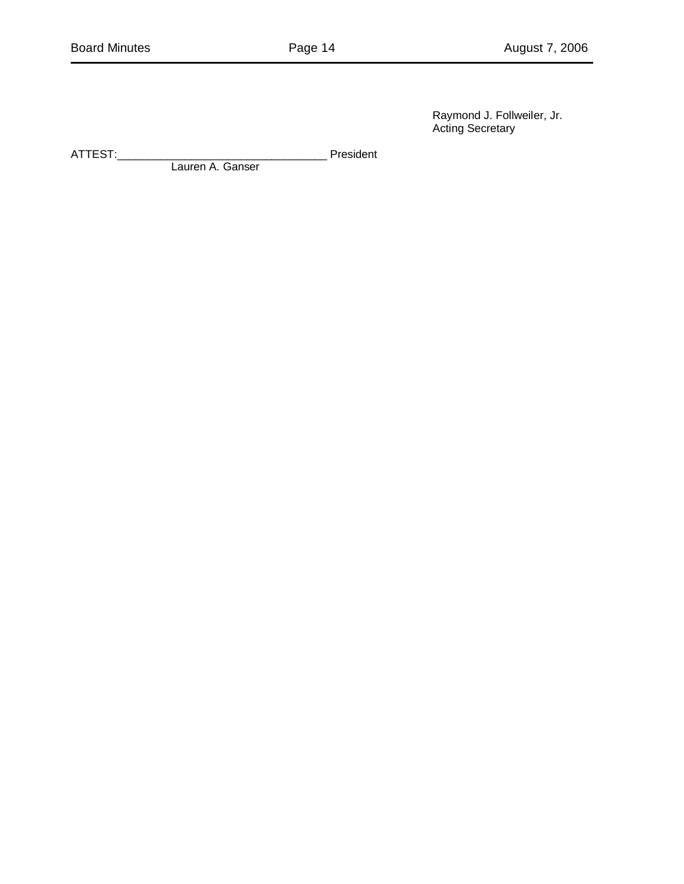Raymond J. Follweiler, Jr.  
Acting Secretary

ATTEST:_________________________________ President  
Lauren A. Ganser